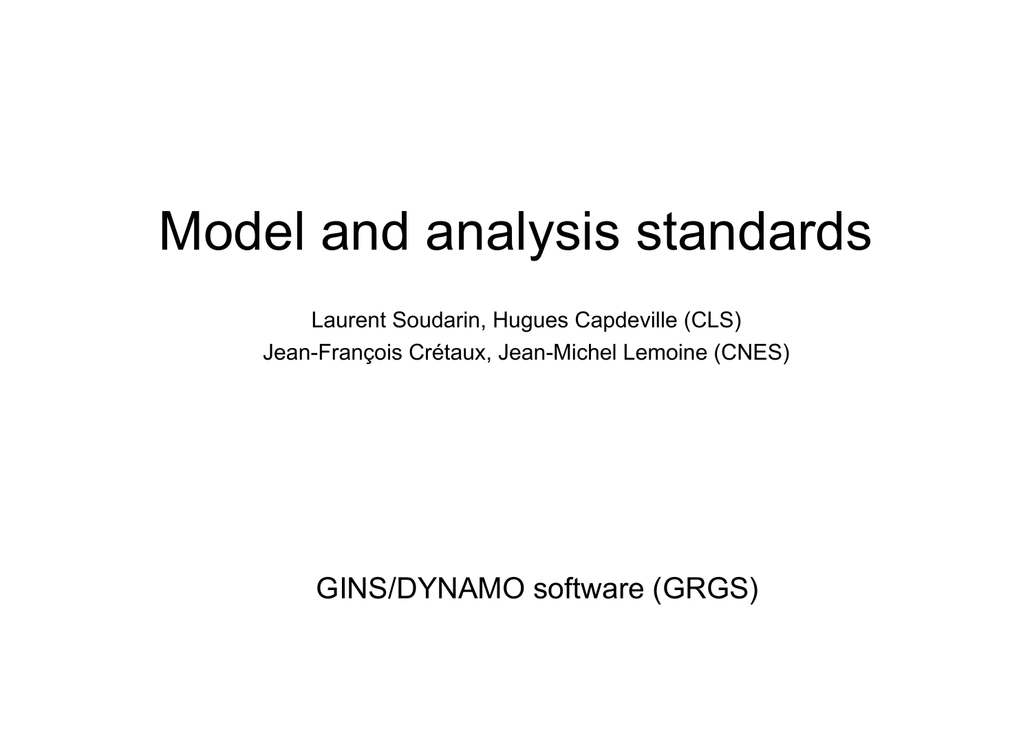# Model and analysis standards

Laurent Soudarin, Hugues Capdeville (CLS)

Jean-François Crétaux, Jean-Michel Lemoine (CNES)

GINS/DYNAMO software (GRGS)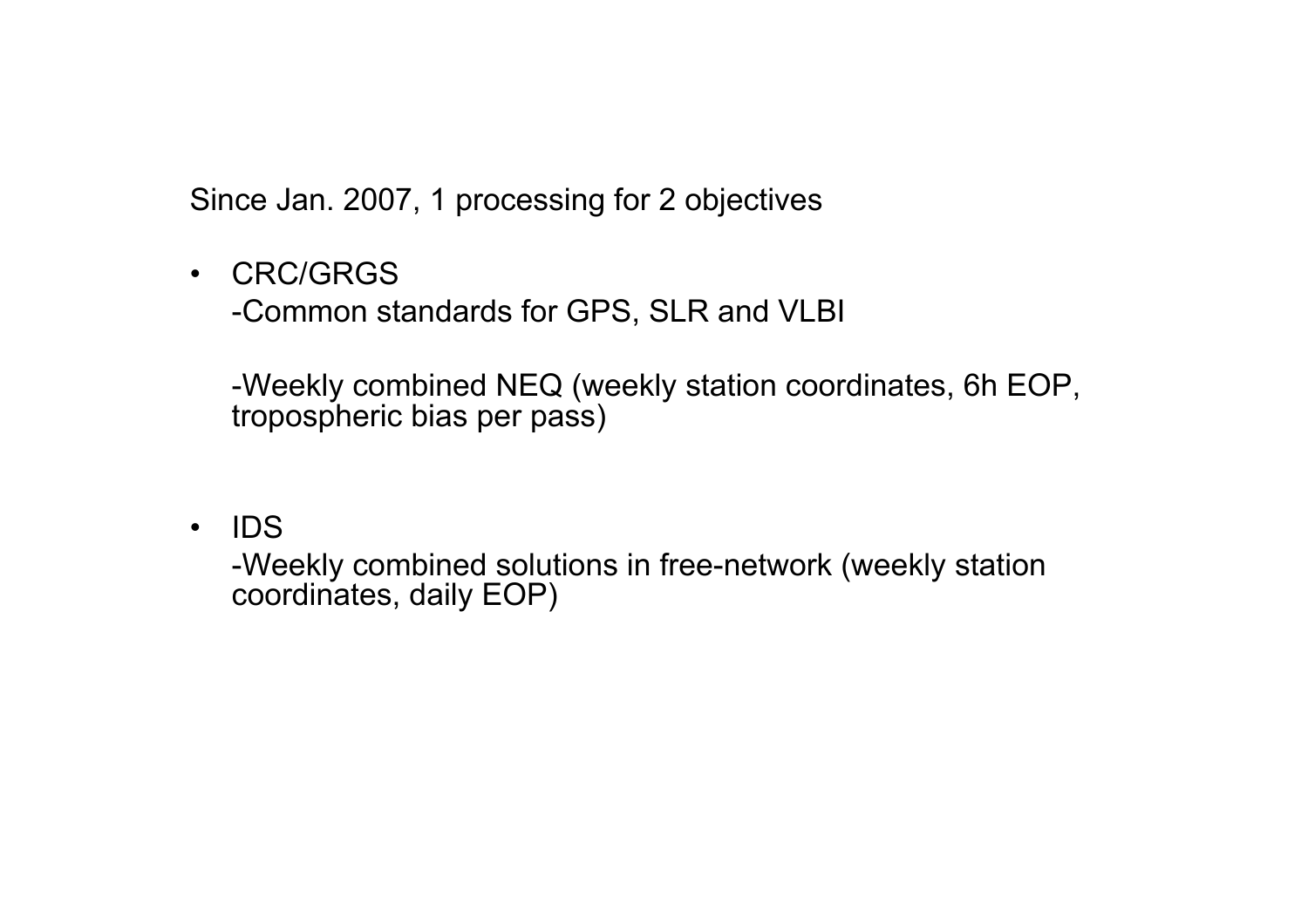Since Jan. 2007, 1 processing for 2 objectives

- CRC/GRGS

  -Common standards for GPS, SLR and VLBI

  -Weekly combined NEQ (weekly station coordinates, 6h EOP, tropospheric bias per pass)

- IDS

  -Weekly combined solutions in free-network (weekly station coordinates, daily EOP)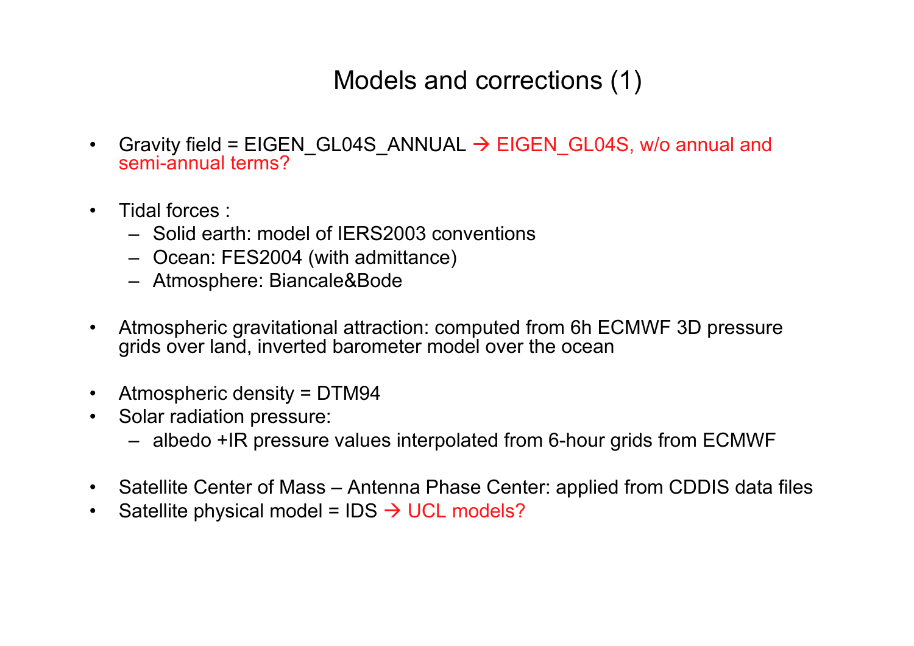# Models and corrections (1)

- Gravity field = EIGEN_GL04S_ANNUAL → EIGEN_GL04S, w/o annual and semi-annual terms?
- Tidal forces :
  - Solid earth: model of IERS2003 conventions
  - Ocean: FES2004 (with admittance)
  - Atmosphere: Biancale&Bode
- Atmospheric gravitational attraction: computed from 6h ECMWF 3D pressure grids over land, inverted barometer model over the ocean
- Atmospheric density = DTM94
- Solar radiation pressure:
  - albedo +IR pressure values interpolated from 6-hour grids from ECMWF
- Satellite Center of Mass – Antenna Phase Center: applied from CDDIS data files
- Satellite physical model = IDS → UCL models?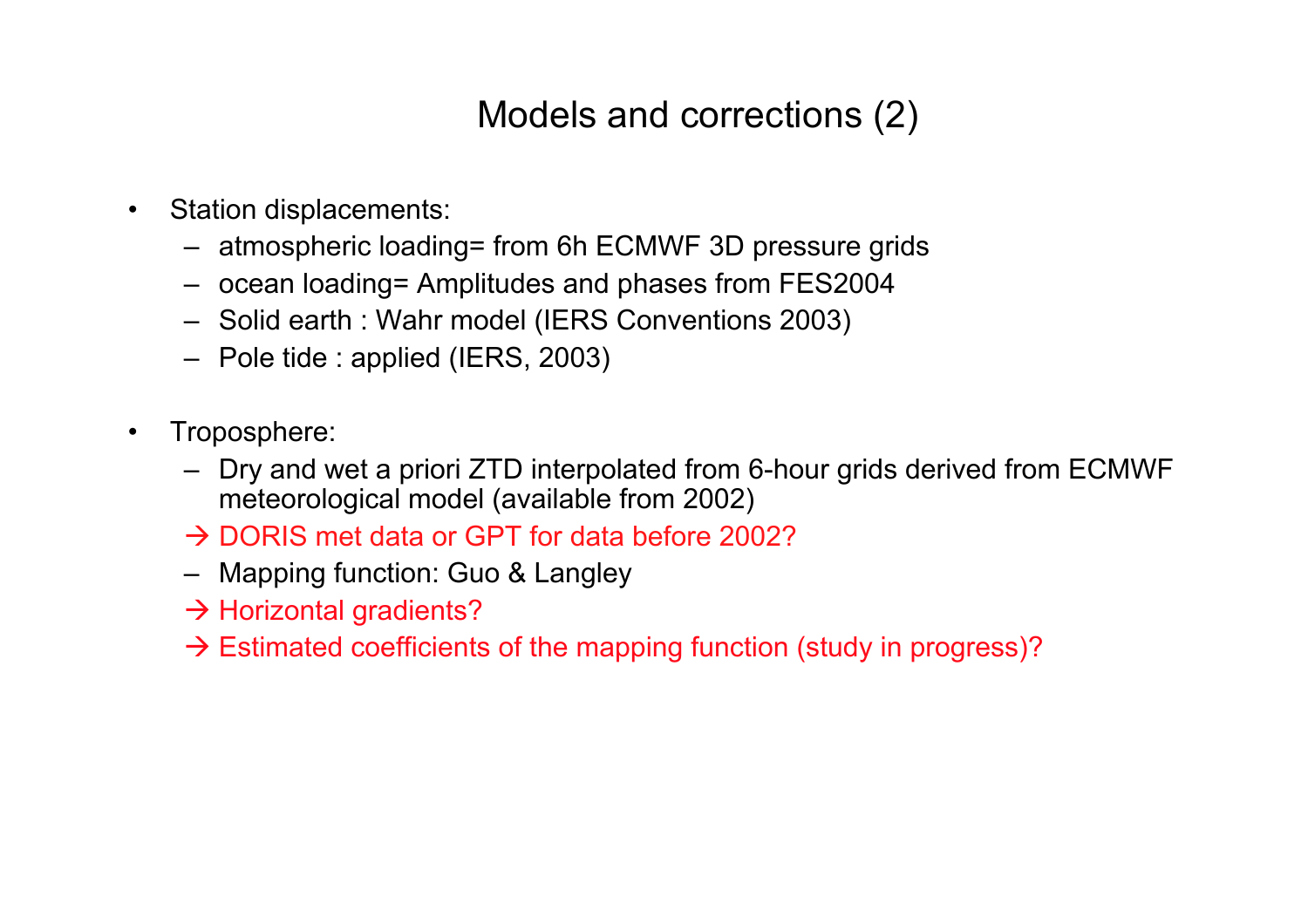# Models and corrections (2)

- Station displacements:
  - atmospheric loading= from 6h ECMWF 3D pressure grids
  - ocean loading= Amplitudes and phases from FES2004
  - Solid earth : Wahr model (IERS Conventions 2003)
  - Pole tide : applied (IERS, 2003)

- Troposphere:
  - Dry and wet a priori ZTD interpolated from 6-hour grids derived from ECMWF meteorological model (available from 2002)
  - → DORIS met data or GPT for data before 2002?
  - Mapping function: Guo & Langley
  - → Horizontal gradients?
  - → Estimated coefficients of the mapping function (study in progress)?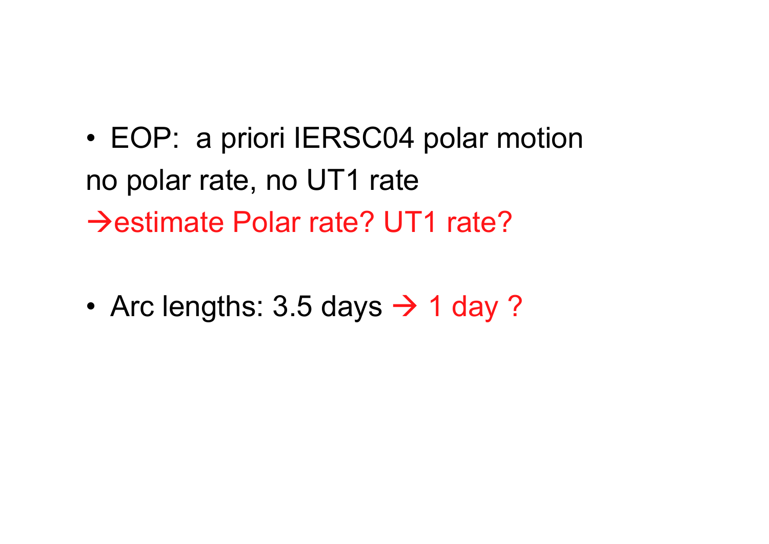- EOP: a priori IERSC04 polar motion

no polar rate, no UT1 rate

→estimate Polar rate? UT1 rate?

- Arc lengths: 3.5 days → 1 day ?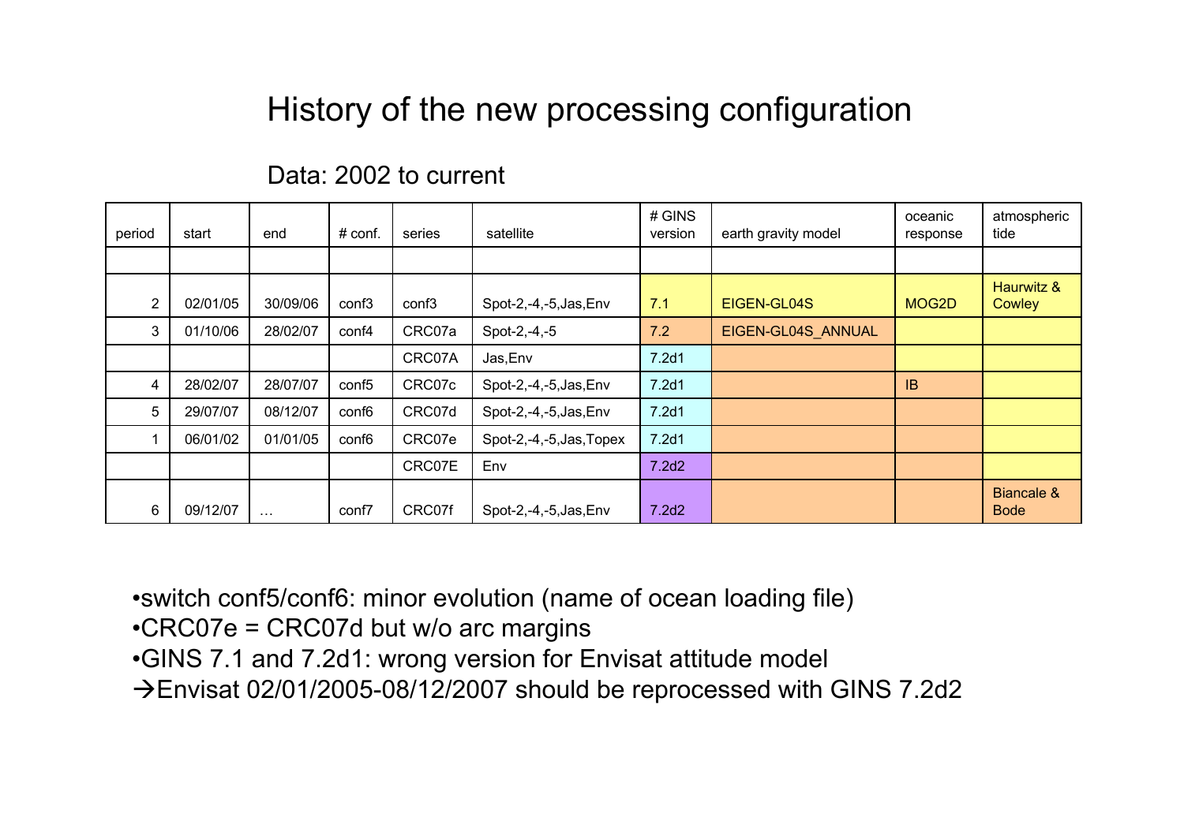# History of the new processing configuration

Data: 2002 to current

| period | start | end | # conf. | series | satellite | # GINS version | earth gravity model | oceanic response | atmospheric tide |
|---|---|---|---|---|---|---|---|---|---|
| | | | | | | | | | |
| 2 | 02/01/05 | 30/09/06 | conf3 | conf3 | Spot-2,-4,-5,Jas,Env | 7.1 | EIGEN-GL04S | MOG2D | Haurwitz & Cowley |
| 3 | 01/10/06 | 28/02/07 | conf4 | CRC07a | Spot-2,-4,-5 | 7.2 | EIGEN-GL04S_ANNUAL | | |
| | | | | CRC07A | Jas,Env | 7.2d1 | | | |
| 4 | 28/02/07 | 28/07/07 | conf5 | CRC07c | Spot-2,-4,-5,Jas,Env | 7.2d1 | | IB | |
| 5 | 29/07/07 | 08/12/07 | conf6 | CRC07d | Spot-2,-4,-5,Jas,Env | 7.2d1 | | | |
| 1 | 06/01/02 | 01/01/05 | conf6 | CRC07e | Spot-2,-4,-5,Jas,Topex | 7.2d1 | | | |
| | | | | CRC07E | Env | 7.2d2 | | | |
| 6 | 09/12/07 | … | conf7 | CRC07f | Spot-2,-4,-5,Jas,Env | 7.2d2 | | | Biancale & Bode |

- switch conf5/conf6: minor evolution (name of ocean loading file)
- CRC07e = CRC07d but w/o arc margins
- GINS 7.1 and 7.2d1: wrong version for Envisat attitude model

→Envisat 02/01/2005-08/12/2007 should be reprocessed with GINS 7.2d2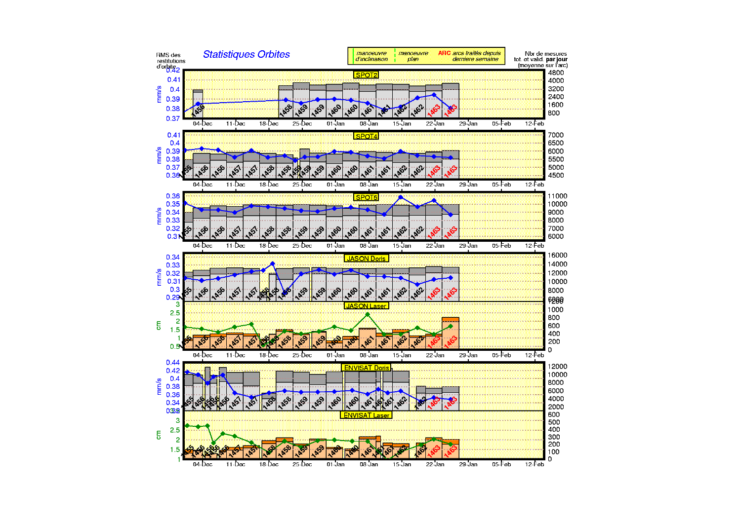RMS des restitutions d'orbite

## Statistiques Orbites

manoeuvre d'inclinaison — manoeuvre plan — **ARC** arcs traités depuis dernière semaine

Nbr de mesures tot. et valid. **par jour** (moyenne sur l'arc)

### SPOT2

mm/s: 0.37 – 0.42

Nbr de mesures: 800 – 4800

Arcs: 1456, 1458, 1459, 1459, 1460, 1460, 1461, 1461, 1462, 1462, 1463, 1463

### SPOT4

mm/s: 0.36 – 0.41

Nbr de mesures: 4500 – 7000

Arcs: 1455, 1456, 1456, 1457, 1457, 1458, 1458, 1459, 1459, 1459, 1460, 1460, 1461, 1461, 1462, 1462, 1463, 1463

### SPOT5

mm/s: 0.3 – 0.36

Nbr de mesures: 6000 – 11000

Arcs: 1455, 1456, 1456, 1457, 1457, 1458, 1458, 1459, 1459, 1460, 1460, 1461, 1461, 1462, 1462, 1463, 1463

### JASON Doris

mm/s: 0.29 – 0.34

Nbr de mesures: 6000 – 16000

Arcs: 1455, 1456, 1456, 1457, 1457, 1458, 1458, 1458, 1459, 1459, 1460, 1460, 1461, 1461, 1462, 1462, 1463, 1463

### JASON Laser

cm: 0.5 – 3

Nbr de mesures: 0 – 1200

Arcs: 1455, 1456, 1456, 1457, 1457, 1458, 1458, 1458, 1459, 1459, 1460, 1460, 1461, 1461, 1462, 1462, 1463, 1463

### ENVISAT Doris

mm/s: 0.32 – 0.44

Nbr de mesures: 2000 – 12000

Arcs: 1455, 1456, 1456, 1456, 1456, 1457, 1457, 1458, 1458, 1459, 1459, 1460, 1460, 1461, 1461, 1461, 1462, 1462, 1463, 1463

### ENVISAT Laser

cm: 1 – 3

Nbr de mesures: 0 – 600

Arcs: 1455, 1456, 1456, 1456, 1457, 1457, 1458, 1458, 1459, 1459, 1460, 1460, 1461, 1461, 1462, 1462, 1463, 1463

Axe des dates: 04-Dec, 11-Dec, 18-Dec, 25-Dec, 01-Jan, 08-Jan, 15-Jan, 22-Jan, 29-Jan, 05-Feb, 12-Feb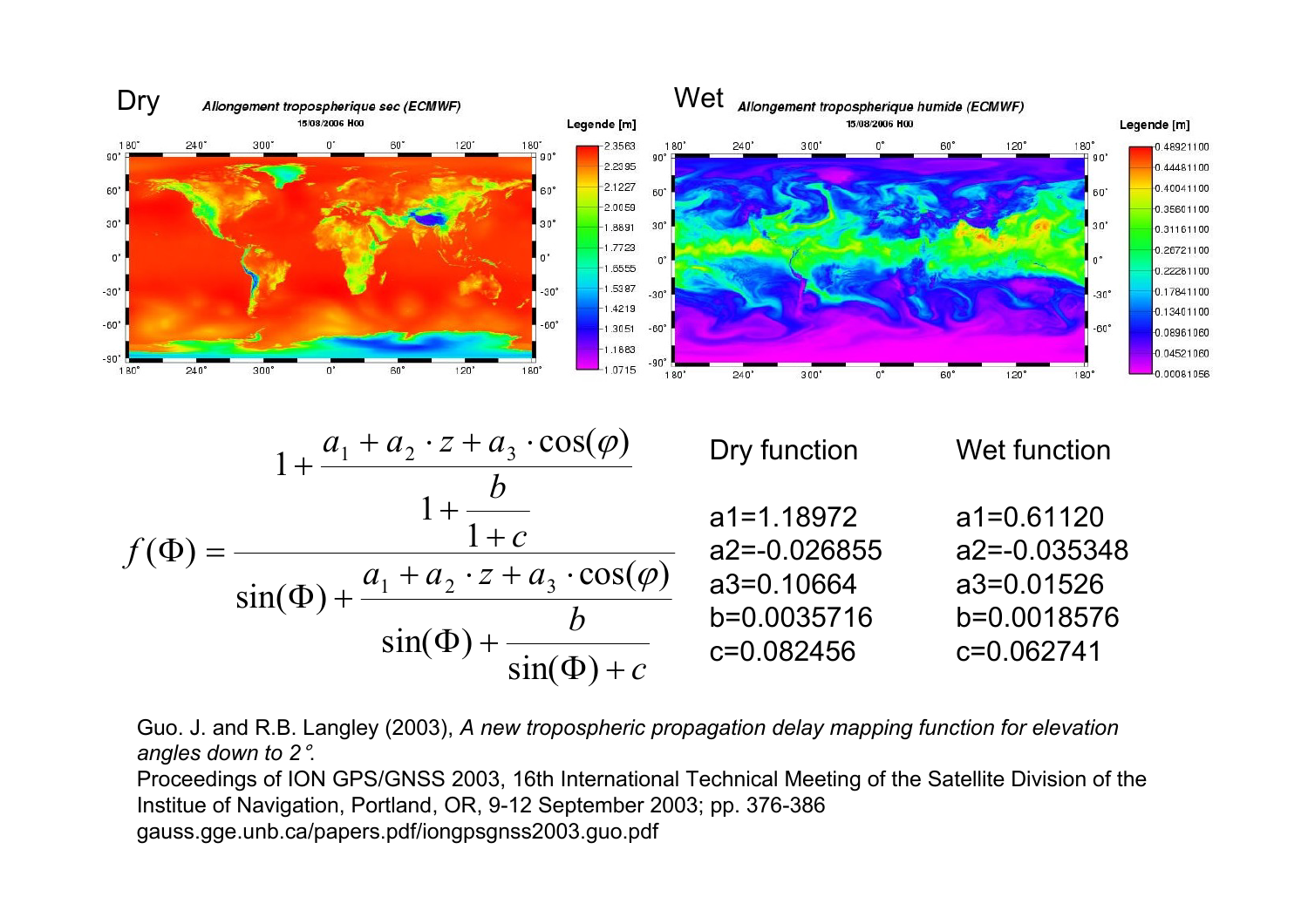Dry

*Allongement tropospherique sec (ECMWF)*

15/08/2006 H00

Wet

*Allongement tropospherique humide (ECMWF)*

15/08/2006 H00

$$f(\Phi) = \frac{1 + \dfrac{a_1 + a_2 \cdot z + a_3 \cdot \cos(\varphi)}{1 + \dfrac{b}{1 + c}}}{\sin(\Phi) + \dfrac{a_1 + a_2 \cdot z + a_3 \cdot \cos(\varphi)}{\sin(\Phi) + \dfrac{b}{\sin(\Phi) + c}}}$$

| Dry function | Wet function |
| --- | --- |
| a1=1.18972 | a1=0.61120 |
| a2=-0.026855 | a2=-0.035348 |
| a3=0.10664 | a3=0.01526 |
| b=0.0035716 | b=0.0018576 |
| c=0.082456 | c=0.062741 |

Guo. J. and R.B. Langley (2003), *A new tropospheric propagation delay mapping function for elevation angles down to 2°.*
Proceedings of ION GPS/GNSS 2003, 16th International Technical Meeting of the Satellite Division of the Institue of Navigation, Portland, OR, 9-12 September 2003; pp. 376-386
gauss.gge.unb.ca/papers.pdf/iongpsgnss2003.guo.pdf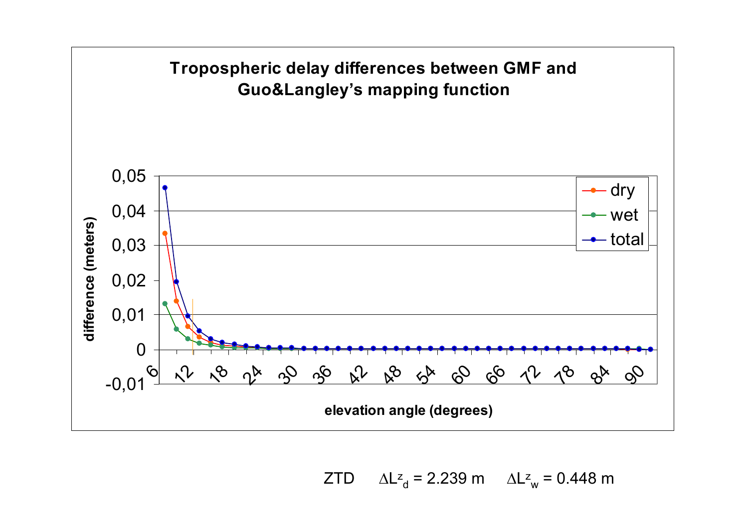**Tropospheric delay differences between GMF and Guo&Langley's mapping function**

| | |
|---|---|
| y-axis | difference (meters) |
| x-axis | elevation angle (degrees) |
| Legend | dry, wet, total |

ZTD $\Delta L^z_d = 2.239$ m $\Delta L^z_w = 0.448$ m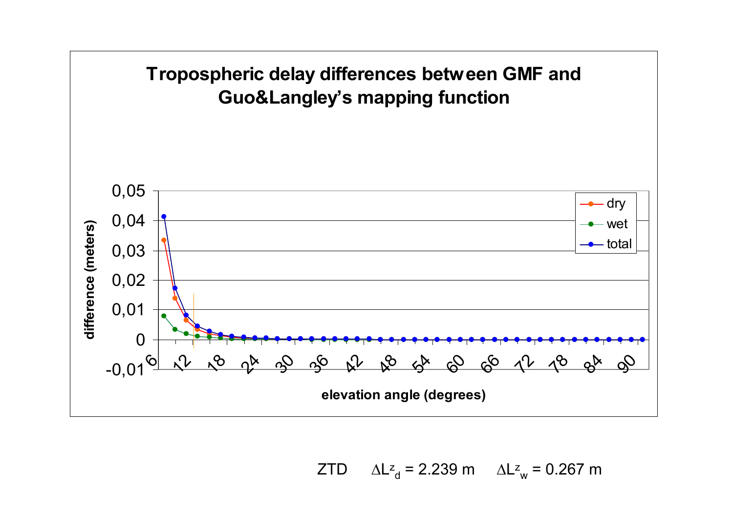**Tropospheric delay differences between GMF and Guo&Langley's mapping function**

difference (meters)

0,05
0,04
0,03
0,02
0,01
0
-0,01

6 12 18 24 30 36 42 48 54 60 66 72 78 84 90

elevation angle (degrees)

dry
wet
total

ZTD $\Delta L^{z}_{d}$ = 2.239 m $\Delta L^{z}_{w}$ = 0.267 m